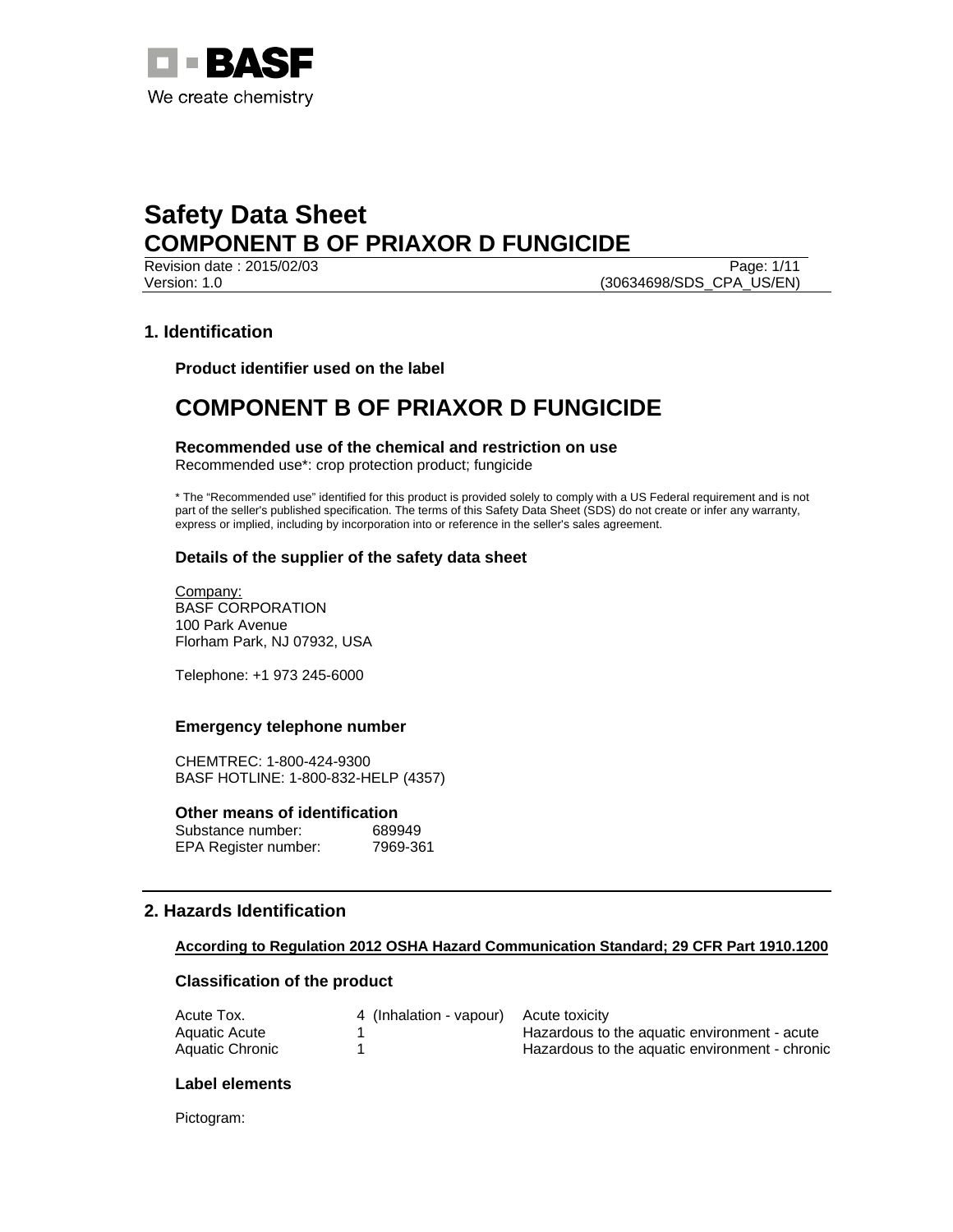# Safety Data Sheet
# COMPONENT B OF PRIAXOR D FUNGICIDE

Revision date : 2015/02/03
Version: 1.0 (30634698/SDS_CPA_US/EN)

## 1. Identification

### Product identifier used on the label

## COMPONENT B OF PRIAXOR D FUNGICIDE

### Recommended use of the chemical and restriction on use

Recommended use*: crop protection product; fungicide

* The "Recommended use" identified for this product is provided solely to comply with a US Federal requirement and is not part of the seller's published specification. The terms of this Safety Data Sheet (SDS) do not create or infer any warranty, express or implied, including by incorporation into or reference in the seller's sales agreement.

### Details of the supplier of the safety data sheet

Company:
BASF CORPORATION
100 Park Avenue
Florham Park, NJ 07932, USA

Telephone: +1 973 245-6000

### Emergency telephone number

CHEMTREC: 1-800-424-9300
BASF HOTLINE: 1-800-832-HELP (4357)

### Other means of identification

| | |
|---|---|
| Substance number: | 689949 |
| EPA Register number: | 7969-361 |

## 2. Hazards Identification

**According to Regulation 2012 OSHA Hazard Communication Standard; 29 CFR Part 1910.1200**

### Classification of the product

| | | |
|---|---|---|
| Acute Tox. | 4 (Inhalation - vapour) | Acute toxicity |
| Aquatic Acute | 1 | Hazardous to the aquatic environment - acute |
| Aquatic Chronic | 1 | Hazardous to the aquatic environment - chronic |

### Label elements

Pictogram: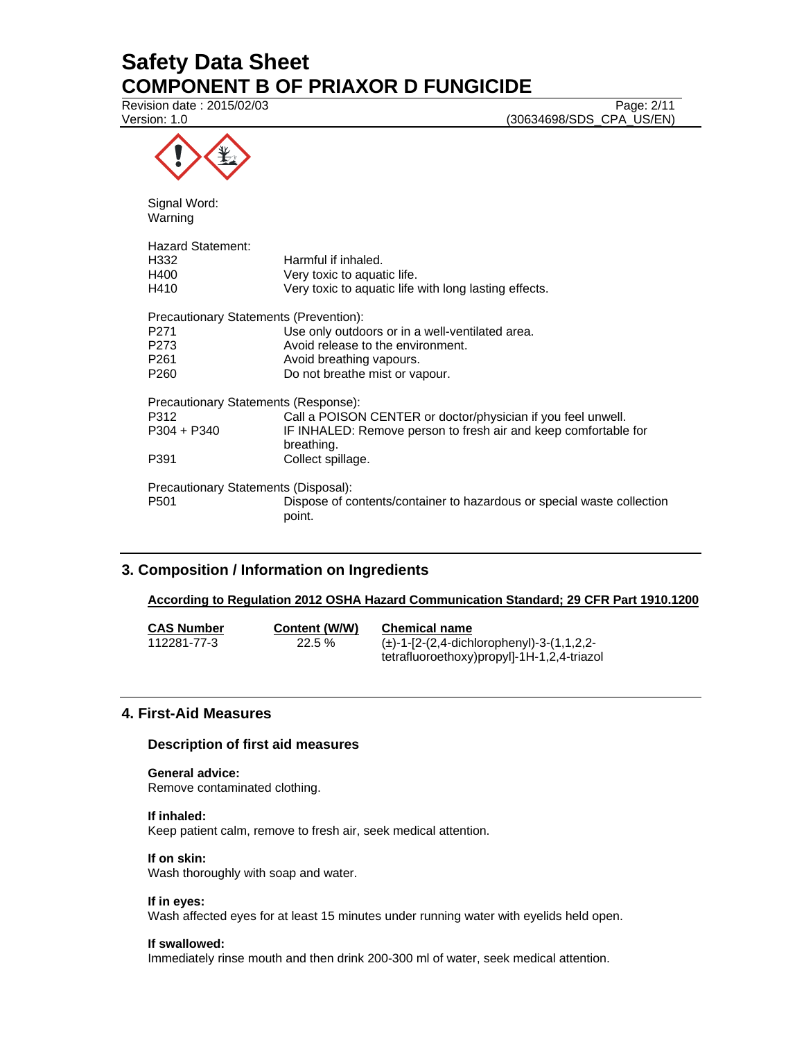Signal Word:
Warning

Hazard Statement:

| | |
|---|---|
| H332 | Harmful if inhaled. |
| H400 | Very toxic to aquatic life. |
| H410 | Very toxic to aquatic life with long lasting effects. |

Precautionary Statements (Prevention):

| | |
|---|---|
| P271 | Use only outdoors or in a well-ventilated area. |
| P273 | Avoid release to the environment. |
| P261 | Avoid breathing vapours. |
| P260 | Do not breathe mist or vapour. |

Precautionary Statements (Response):

| | |
|---|---|
| P312 | Call a POISON CENTER or doctor/physician if you feel unwell. |
| P304 + P340 | IF INHALED: Remove person to fresh air and keep comfortable for breathing. |
| P391 | Collect spillage. |

Precautionary Statements (Disposal):

| | |
|---|---|
| P501 | Dispose of contents/container to hazardous or special waste collection point. |

## 3. Composition / Information on Ingredients

**According to Regulation 2012 OSHA Hazard Communication Standard; 29 CFR Part 1910.1200**

| CAS Number | Content (W/W) | Chemical name |
|---|---|---|
| 112281-77-3 | 22.5 % | (±)-1-[2-(2,4-dichlorophenyl)-3-(1,1,2,2-tetrafluoroethoxy)propyl]-1H-1,2,4-triazol |

## 4. First-Aid Measures

### Description of first aid measures

**General advice:**
Remove contaminated clothing.

**If inhaled:**
Keep patient calm, remove to fresh air, seek medical attention.

**If on skin:**
Wash thoroughly with soap and water.

**If in eyes:**
Wash affected eyes for at least 15 minutes under running water with eyelids held open.

**If swallowed:**
Immediately rinse mouth and then drink 200-300 ml of water, seek medical attention.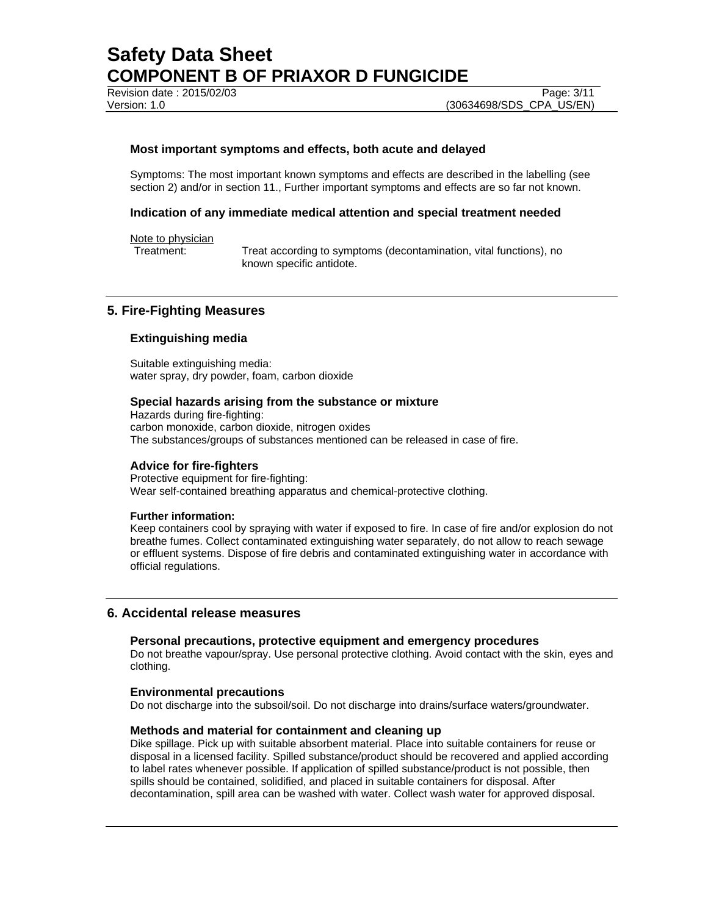### Most important symptoms and effects, both acute and delayed

Symptoms: The most important known symptoms and effects are described in the labelling (see section 2) and/or in section 11., Further important symptoms and effects are so far not known.

### Indication of any immediate medical attention and special treatment needed

Note to physician

Treatment: Treat according to symptoms (decontamination, vital functions), no known specific antidote.

## 5. Fire-Fighting Measures

### Extinguishing media

Suitable extinguishing media:
water spray, dry powder, foam, carbon dioxide

### Special hazards arising from the substance or mixture

Hazards during fire-fighting:
carbon monoxide, carbon dioxide, nitrogen oxides
The substances/groups of substances mentioned can be released in case of fire.

### Advice for fire-fighters

Protective equipment for fire-fighting:
Wear self-contained breathing apparatus and chemical-protective clothing.

**Further information:**
Keep containers cool by spraying with water if exposed to fire. In case of fire and/or explosion do not breathe fumes. Collect contaminated extinguishing water separately, do not allow to reach sewage or effluent systems. Dispose of fire debris and contaminated extinguishing water in accordance with official regulations.

## 6. Accidental release measures

### Personal precautions, protective equipment and emergency procedures

Do not breathe vapour/spray. Use personal protective clothing. Avoid contact with the skin, eyes and clothing.

### Environmental precautions

Do not discharge into the subsoil/soil. Do not discharge into drains/surface waters/groundwater.

### Methods and material for containment and cleaning up

Dike spillage. Pick up with suitable absorbent material. Place into suitable containers for reuse or disposal in a licensed facility. Spilled substance/product should be recovered and applied according to label rates whenever possible. If application of spilled substance/product is not possible, then spills should be contained, solidified, and placed in suitable containers for disposal. After decontamination, spill area can be washed with water. Collect wash water for approved disposal.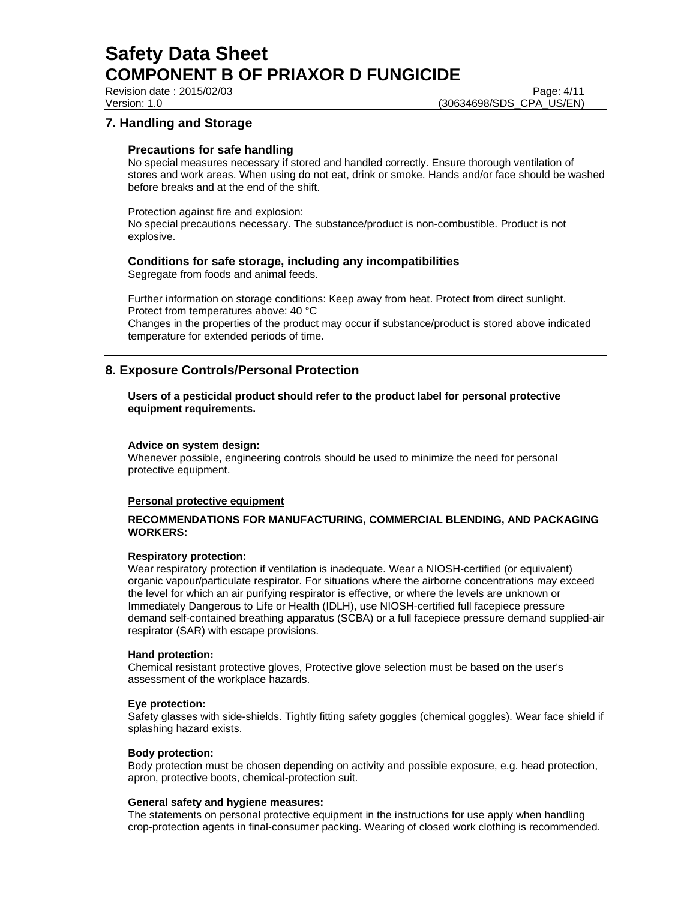## 7. Handling and Storage

### Precautions for safe handling

No special measures necessary if stored and handled correctly. Ensure thorough ventilation of stores and work areas. When using do not eat, drink or smoke. Hands and/or face should be washed before breaks and at the end of the shift.

Protection against fire and explosion:
No special precautions necessary. The substance/product is non-combustible. Product is not explosive.

### Conditions for safe storage, including any incompatibilities

Segregate from foods and animal feeds.

Further information on storage conditions: Keep away from heat. Protect from direct sunlight.
Protect from temperatures above: 40 °C
Changes in the properties of the product may occur if substance/product is stored above indicated temperature for extended periods of time.

## 8. Exposure Controls/Personal Protection

**Users of a pesticidal product should refer to the product label for personal protective equipment requirements.**

**Advice on system design:**
Whenever possible, engineering controls should be used to minimize the need for personal protective equipment.

**Personal protective equipment**

**RECOMMENDATIONS FOR MANUFACTURING, COMMERCIAL BLENDING, AND PACKAGING WORKERS:**

**Respiratory protection:**
Wear respiratory protection if ventilation is inadequate. Wear a NIOSH-certified (or equivalent) organic vapour/particulate respirator. For situations where the airborne concentrations may exceed the level for which an air purifying respirator is effective, or where the levels are unknown or Immediately Dangerous to Life or Health (IDLH), use NIOSH-certified full facepiece pressure demand self-contained breathing apparatus (SCBA) or a full facepiece pressure demand supplied-air respirator (SAR) with escape provisions.

**Hand protection:**
Chemical resistant protective gloves, Protective glove selection must be based on the user's assessment of the workplace hazards.

**Eye protection:**
Safety glasses with side-shields. Tightly fitting safety goggles (chemical goggles). Wear face shield if splashing hazard exists.

**Body protection:**
Body protection must be chosen depending on activity and possible exposure, e.g. head protection, apron, protective boots, chemical-protection suit.

**General safety and hygiene measures:**
The statements on personal protective equipment in the instructions for use apply when handling crop-protection agents in final-consumer packing. Wearing of closed work clothing is recommended.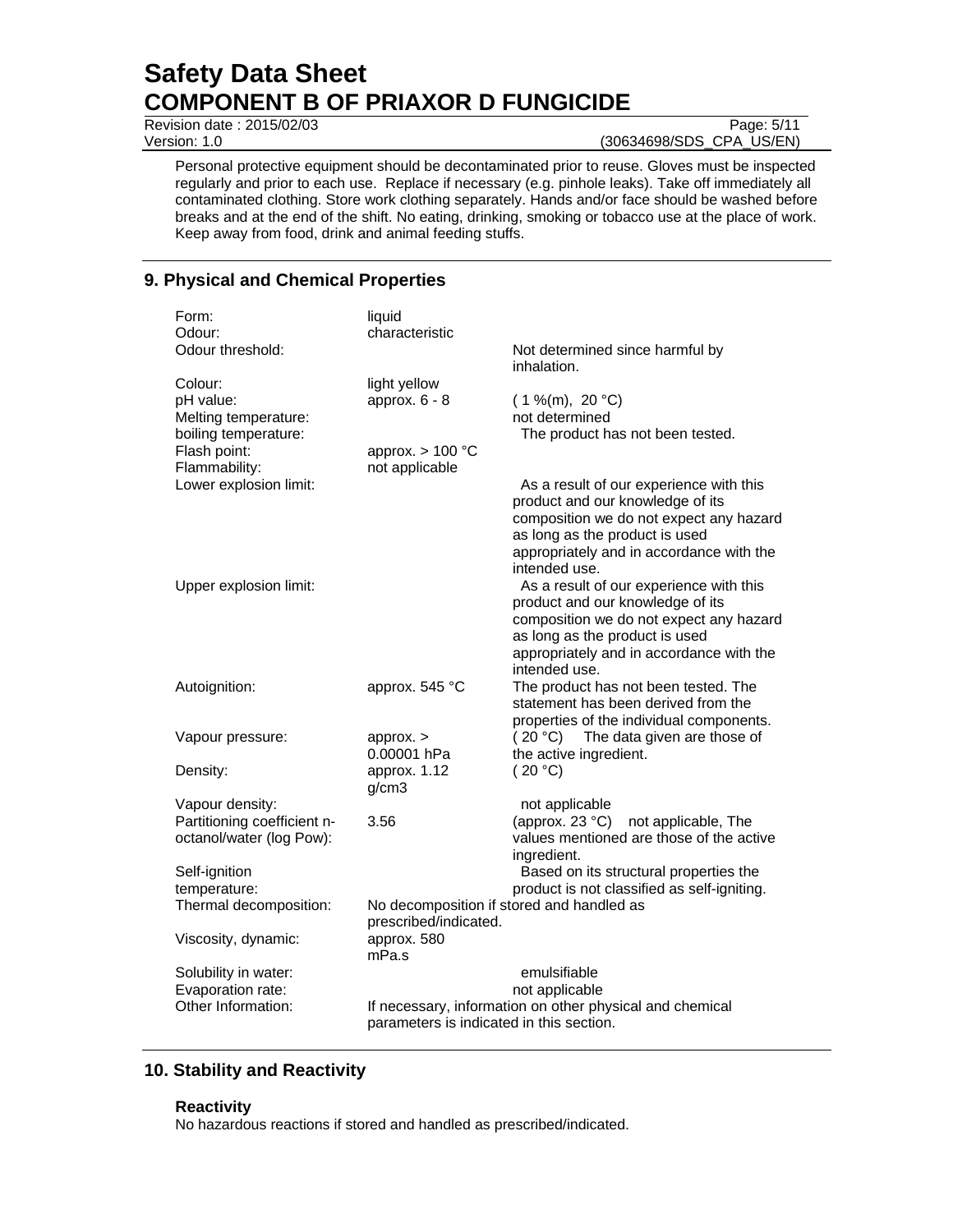Personal protective equipment should be decontaminated prior to reuse. Gloves must be inspected regularly and prior to each use. Replace if necessary (e.g. pinhole leaks). Take off immediately all contaminated clothing. Store work clothing separately. Hands and/or face should be washed before breaks and at the end of the shift. No eating, drinking, smoking or tobacco use at the place of work. Keep away from food, drink and animal feeding stuffs.

## 9. Physical and Chemical Properties

| | | |
|---|---|---|
| Form: | liquid | |
| Odour: | characteristic | |
| Odour threshold: | | Not determined since harmful by inhalation. |
| Colour: | light yellow | |
| pH value: | approx. 6 - 8 | ( 1 %(m), 20 °C) |
| Melting temperature: | | not determined |
| boiling temperature: | | The product has not been tested. |
| Flash point: | approx. > 100 °C | |
| Flammability: | not applicable | |
| Lower explosion limit: | | As a result of our experience with this product and our knowledge of its composition we do not expect any hazard as long as the product is used appropriately and in accordance with the intended use. |
| Upper explosion limit: | | As a result of our experience with this product and our knowledge of its composition we do not expect any hazard as long as the product is used appropriately and in accordance with the intended use. |
| Autoignition: | approx. 545 °C | The product has not been tested. The statement has been derived from the properties of the individual components. |
| Vapour pressure: | approx. > 0.00001 hPa | ( 20 °C) The data given are those of the active ingredient. |
| Density: | approx. 1.12 g/cm3 | ( 20 °C) |
| Vapour density: | | not applicable |
| Partitioning coefficient n-octanol/water (log Pow): | 3.56 | (approx. 23 °C) not applicable, The values mentioned are those of the active ingredient. |
| Self-ignition temperature: | | Based on its structural properties the product is not classified as self-igniting. |
| Thermal decomposition: | No decomposition if stored and handled as prescribed/indicated. | |
| Viscosity, dynamic: | approx. 580 mPa.s | |
| Solubility in water: | | emulsifiable |
| Evaporation rate: | | not applicable |
| Other Information: | If necessary, information on other physical and chemical parameters is indicated in this section. | |

## 10. Stability and Reactivity

### Reactivity

No hazardous reactions if stored and handled as prescribed/indicated.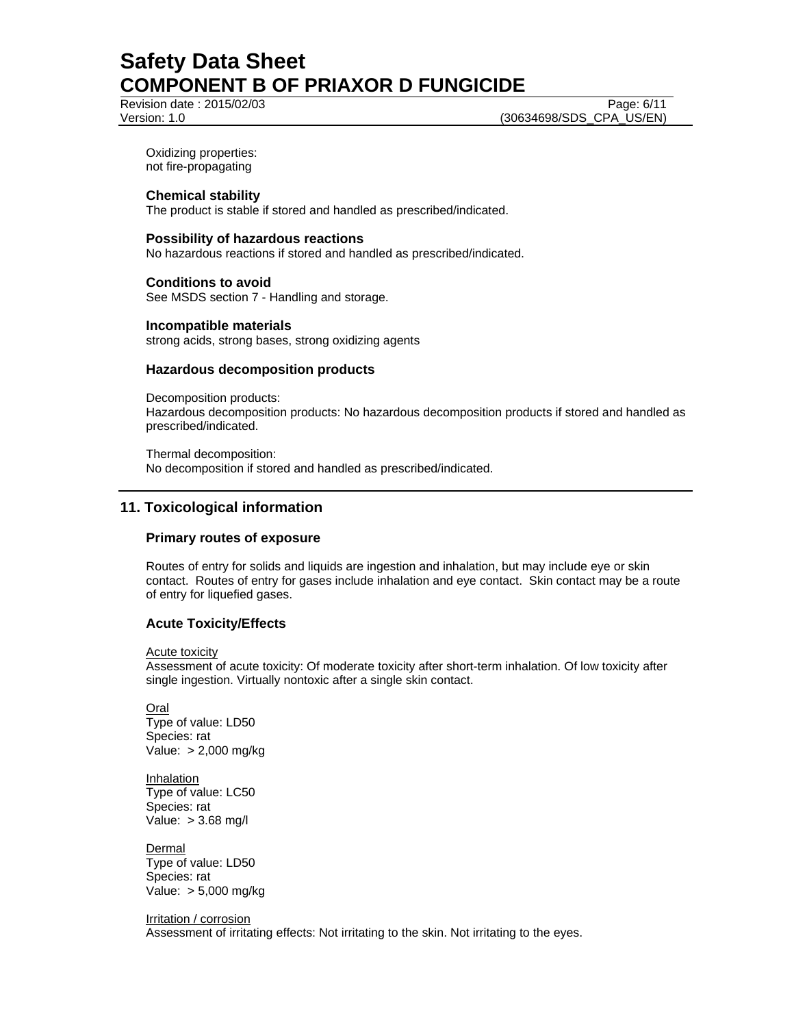Oxidizing properties:
not fire-propagating

### Chemical stability

The product is stable if stored and handled as prescribed/indicated.

### Possibility of hazardous reactions

No hazardous reactions if stored and handled as prescribed/indicated.

### Conditions to avoid

See MSDS section 7 - Handling and storage.

### Incompatible materials

strong acids, strong bases, strong oxidizing agents

### Hazardous decomposition products

Decomposition products:
Hazardous decomposition products: No hazardous decomposition products if stored and handled as prescribed/indicated.

Thermal decomposition:
No decomposition if stored and handled as prescribed/indicated.

## 11. Toxicological information

### Primary routes of exposure

Routes of entry for solids and liquids are ingestion and inhalation, but may include eye or skin contact. Routes of entry for gases include inhalation and eye contact. Skin contact may be a route of entry for liquefied gases.

### Acute Toxicity/Effects

Acute toxicity
Assessment of acute toxicity: Of moderate toxicity after short-term inhalation. Of low toxicity after single ingestion. Virtually nontoxic after a single skin contact.

Oral
Type of value: LD50
Species: rat
Value: > 2,000 mg/kg

Inhalation
Type of value: LC50
Species: rat
Value: > 3.68 mg/l

Dermal
Type of value: LD50
Species: rat
Value: > 5,000 mg/kg

Irritation / corrosion
Assessment of irritating effects: Not irritating to the skin. Not irritating to the eyes.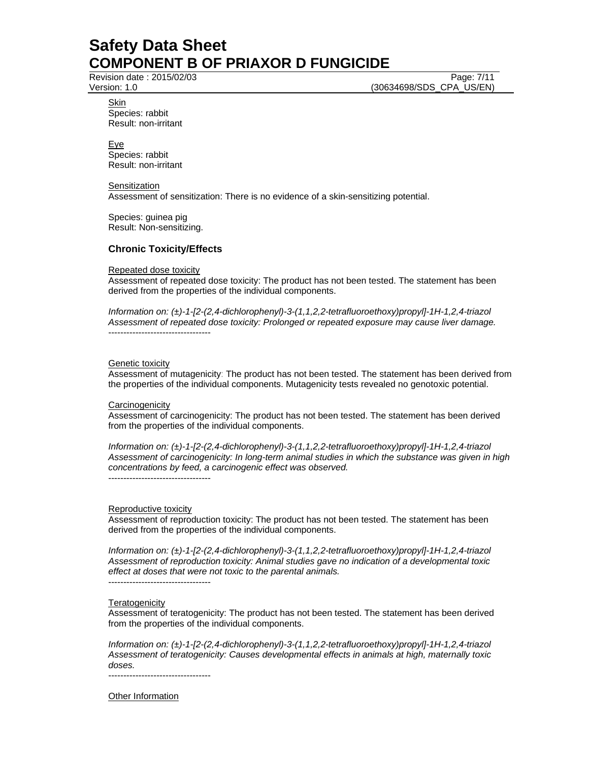Skin
Species: rabbit
Result: non-irritant

Eye
Species: rabbit
Result: non-irritant

Sensitization
Assessment of sensitization: There is no evidence of a skin-sensitizing potential.

Species: guinea pig
Result: Non-sensitizing.

### Chronic Toxicity/Effects

Repeated dose toxicity
Assessment of repeated dose toxicity: The product has not been tested. The statement has been derived from the properties of the individual components.

*Information on: (±)-1-[2-(2,4-dichlorophenyl)-3-(1,1,2,2-tetrafluoroethoxy)propyl]-1H-1,2,4-triazol*
*Assessment of repeated dose toxicity: Prolonged or repeated exposure may cause liver damage.*
----------------------------------

Genetic toxicity
Assessment of mutagenicity: The product has not been tested. The statement has been derived from the properties of the individual components. Mutagenicity tests revealed no genotoxic potential.

Carcinogenicity
Assessment of carcinogenicity: The product has not been tested. The statement has been derived from the properties of the individual components.

*Information on: (±)-1-[2-(2,4-dichlorophenyl)-3-(1,1,2,2-tetrafluoroethoxy)propyl]-1H-1,2,4-triazol*
*Assessment of carcinogenicity: In long-term animal studies in which the substance was given in high concentrations by feed, a carcinogenic effect was observed.*
----------------------------------

Reproductive toxicity
Assessment of reproduction toxicity: The product has not been tested. The statement has been derived from the properties of the individual components.

*Information on: (±)-1-[2-(2,4-dichlorophenyl)-3-(1,1,2,2-tetrafluoroethoxy)propyl]-1H-1,2,4-triazol*
*Assessment of reproduction toxicity: Animal studies gave no indication of a developmental toxic effect at doses that were not toxic to the parental animals.*
----------------------------------

Teratogenicity
Assessment of teratogenicity: The product has not been tested. The statement has been derived from the properties of the individual components.

*Information on: (±)-1-[2-(2,4-dichlorophenyl)-3-(1,1,2,2-tetrafluoroethoxy)propyl]-1H-1,2,4-triazol*
*Assessment of teratogenicity: Causes developmental effects in animals at high, maternally toxic doses.*
----------------------------------

Other Information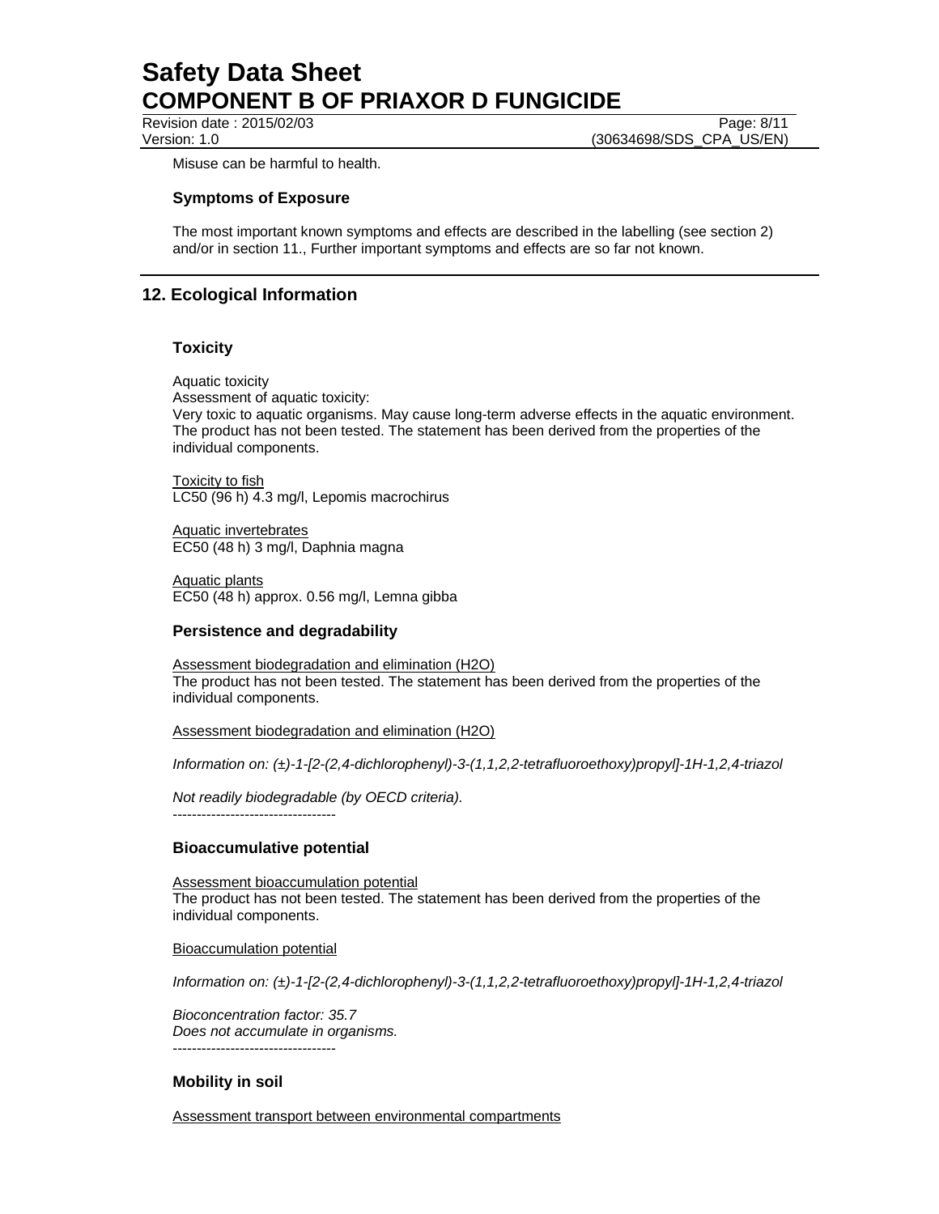Misuse can be harmful to health.

### Symptoms of Exposure

The most important known symptoms and effects are described in the labelling (see section 2) and/or in section 11., Further important symptoms and effects are so far not known.

## 12. Ecological Information

### Toxicity

Aquatic toxicity
Assessment of aquatic toxicity:
Very toxic to aquatic organisms. May cause long-term adverse effects in the aquatic environment. The product has not been tested. The statement has been derived from the properties of the individual components.

Toxicity to fish
LC50 (96 h) 4.3 mg/l, Lepomis macrochirus

Aquatic invertebrates
EC50 (48 h) 3 mg/l, Daphnia magna

Aquatic plants
EC50 (48 h) approx. 0.56 mg/l, Lemna gibba

### Persistence and degradability

Assessment biodegradation and elimination (H2O)
The product has not been tested. The statement has been derived from the properties of the individual components.

Assessment biodegradation and elimination (H2O)

*Information on: (±)-1-[2-(2,4-dichlorophenyl)-3-(1,1,2,2-tetrafluoroethoxy)propyl]-1H-1,2,4-triazol*

*Not readily biodegradable (by OECD criteria).*

----------------------------------

### Bioaccumulative potential

Assessment bioaccumulation potential
The product has not been tested. The statement has been derived from the properties of the individual components.

Bioaccumulation potential

*Information on: (±)-1-[2-(2,4-dichlorophenyl)-3-(1,1,2,2-tetrafluoroethoxy)propyl]-1H-1,2,4-triazol*

*Bioconcentration factor: 35.7*
*Does not accumulate in organisms.*

----------------------------------

### Mobility in soil

Assessment transport between environmental compartments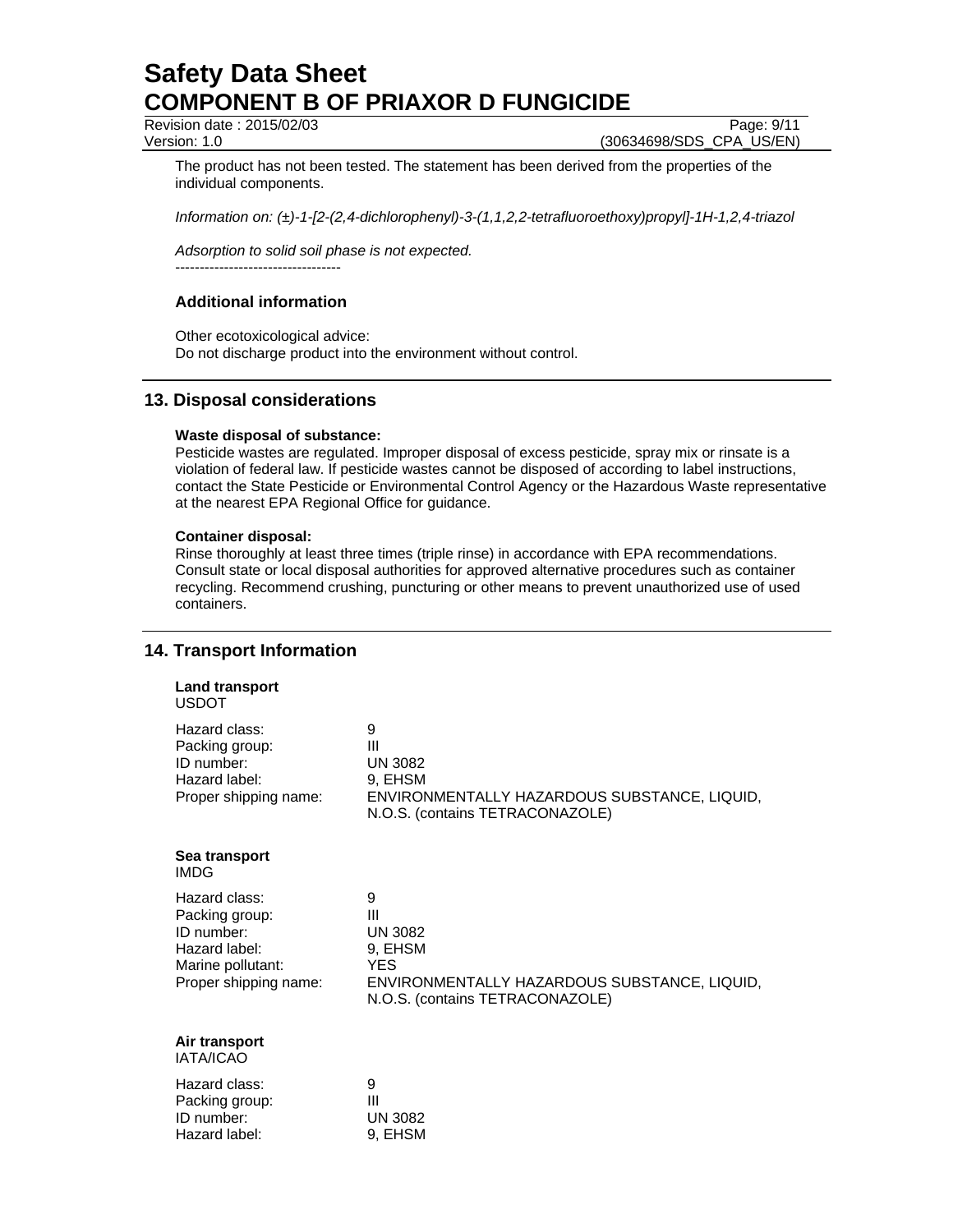The product has not been tested. The statement has been derived from the properties of the individual components.

*Information on: (±)-1-[2-(2,4-dichlorophenyl)-3-(1,1,2,2-tetrafluoroethoxy)propyl]-1H-1,2,4-triazol*

*Adsorption to solid soil phase is not expected.*
----------------------------------

### Additional information

Other ecotoxicological advice:
Do not discharge product into the environment without control.

## 13. Disposal considerations

**Waste disposal of substance:**
Pesticide wastes are regulated. Improper disposal of excess pesticide, spray mix or rinsate is a violation of federal law. If pesticide wastes cannot be disposed of according to label instructions, contact the State Pesticide or Environmental Control Agency or the Hazardous Waste representative at the nearest EPA Regional Office for guidance.

**Container disposal:**
Rinse thoroughly at least three times (triple rinse) in accordance with EPA recommendations. Consult state or local disposal authorities for approved alternative procedures such as container recycling. Recommend crushing, puncturing or other means to prevent unauthorized use of used containers.

## 14. Transport Information

**Land transport**
USDOT

| | |
|---|---|
| Hazard class: | 9 |
| Packing group: | III |
| ID number: | UN 3082 |
| Hazard label: | 9, EHSM |
| Proper shipping name: | ENVIRONMENTALLY HAZARDOUS SUBSTANCE, LIQUID, N.O.S. (contains TETRACONAZOLE) |

**Sea transport**
IMDG

| | |
|---|---|
| Hazard class: | 9 |
| Packing group: | III |
| ID number: | UN 3082 |
| Hazard label: | 9, EHSM |
| Marine pollutant: | YES |
| Proper shipping name: | ENVIRONMENTALLY HAZARDOUS SUBSTANCE, LIQUID, N.O.S. (contains TETRACONAZOLE) |

**Air transport**
IATA/ICAO

| | |
|---|---|
| Hazard class: | 9 |
| Packing group: | III |
| ID number: | UN 3082 |
| Hazard label: | 9, EHSM |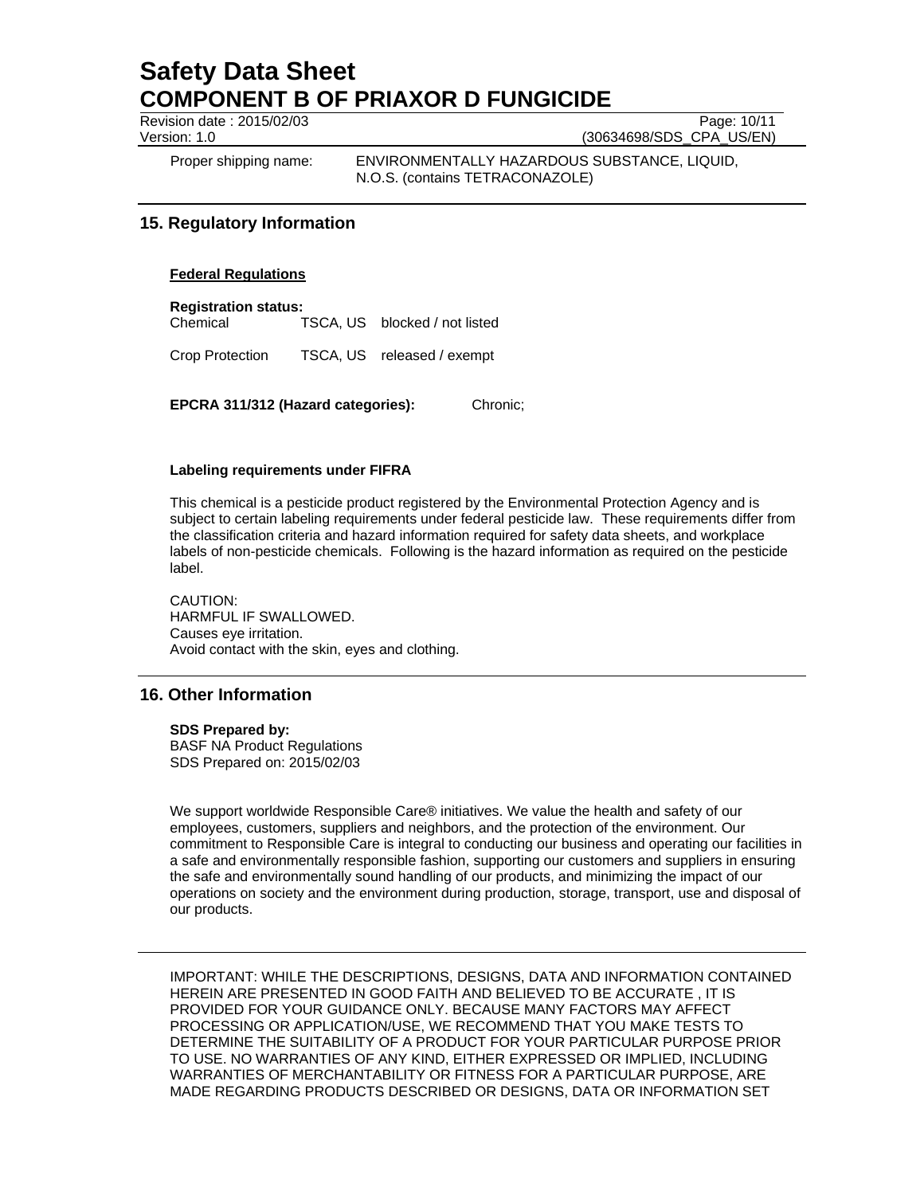Proper shipping name: ENVIRONMENTALLY HAZARDOUS SUBSTANCE, LIQUID, N.O.S. (contains TETRACONAZOLE)

## 15. Regulatory Information

**Federal Regulations**

**Registration status:**

| | | |
|---|---|---|
| Chemical | TSCA, US | blocked / not listed |
| Crop Protection | TSCA, US | released / exempt |

**EPCRA 311/312 (Hazard categories):** Chronic;

**Labeling requirements under FIFRA**

This chemical is a pesticide product registered by the Environmental Protection Agency and is subject to certain labeling requirements under federal pesticide law. These requirements differ from the classification criteria and hazard information required for safety data sheets, and workplace labels of non-pesticide chemicals. Following is the hazard information as required on the pesticide label.

CAUTION:
HARMFUL IF SWALLOWED.
Causes eye irritation.
Avoid contact with the skin, eyes and clothing.

## 16. Other Information

**SDS Prepared by:**
BASF NA Product Regulations
SDS Prepared on: 2015/02/03

We support worldwide Responsible Care® initiatives. We value the health and safety of our employees, customers, suppliers and neighbors, and the protection of the environment. Our commitment to Responsible Care is integral to conducting our business and operating our facilities in a safe and environmentally responsible fashion, supporting our customers and suppliers in ensuring the safe and environmentally sound handling of our products, and minimizing the impact of our operations on society and the environment during production, storage, transport, use and disposal of our products.

IMPORTANT: WHILE THE DESCRIPTIONS, DESIGNS, DATA AND INFORMATION CONTAINED HEREIN ARE PRESENTED IN GOOD FAITH AND BELIEVED TO BE ACCURATE , IT IS PROVIDED FOR YOUR GUIDANCE ONLY. BECAUSE MANY FACTORS MAY AFFECT PROCESSING OR APPLICATION/USE, WE RECOMMEND THAT YOU MAKE TESTS TO DETERMINE THE SUITABILITY OF A PRODUCT FOR YOUR PARTICULAR PURPOSE PRIOR TO USE. NO WARRANTIES OF ANY KIND, EITHER EXPRESSED OR IMPLIED, INCLUDING WARRANTIES OF MERCHANTABILITY OR FITNESS FOR A PARTICULAR PURPOSE, ARE MADE REGARDING PRODUCTS DESCRIBED OR DESIGNS, DATA OR INFORMATION SET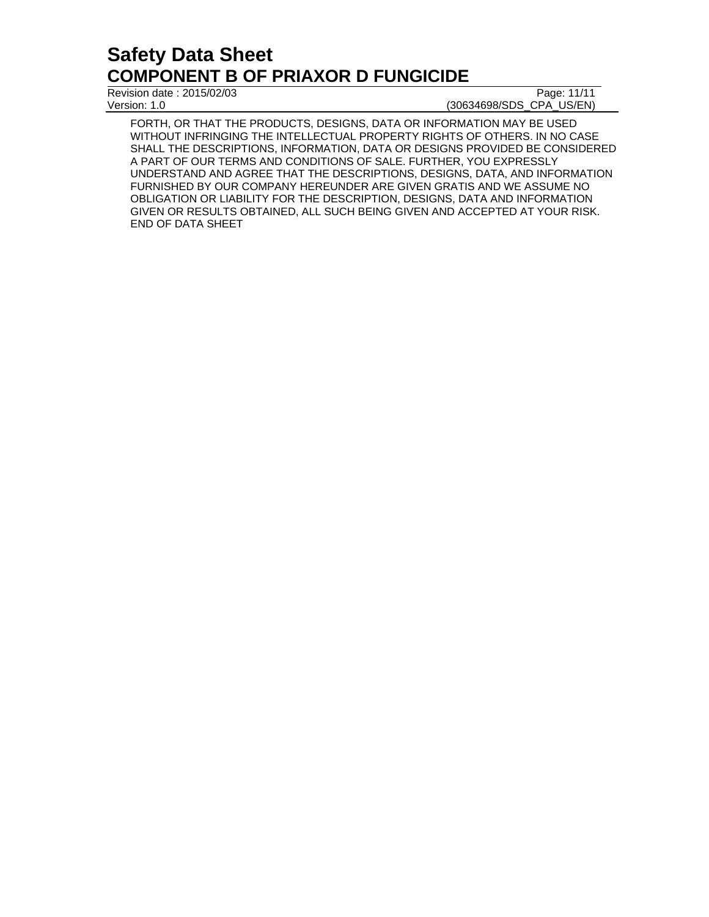FORTH, OR THAT THE PRODUCTS, DESIGNS, DATA OR INFORMATION MAY BE USED WITHOUT INFRINGING THE INTELLECTUAL PROPERTY RIGHTS OF OTHERS. IN NO CASE SHALL THE DESCRIPTIONS, INFORMATION, DATA OR DESIGNS PROVIDED BE CONSIDERED A PART OF OUR TERMS AND CONDITIONS OF SALE. FURTHER, YOU EXPRESSLY UNDERSTAND AND AGREE THAT THE DESCRIPTIONS, DESIGNS, DATA, AND INFORMATION FURNISHED BY OUR COMPANY HEREUNDER ARE GIVEN GRATIS AND WE ASSUME NO OBLIGATION OR LIABILITY FOR THE DESCRIPTION, DESIGNS, DATA AND INFORMATION GIVEN OR RESULTS OBTAINED, ALL SUCH BEING GIVEN AND ACCEPTED AT YOUR RISK.
END OF DATA SHEET